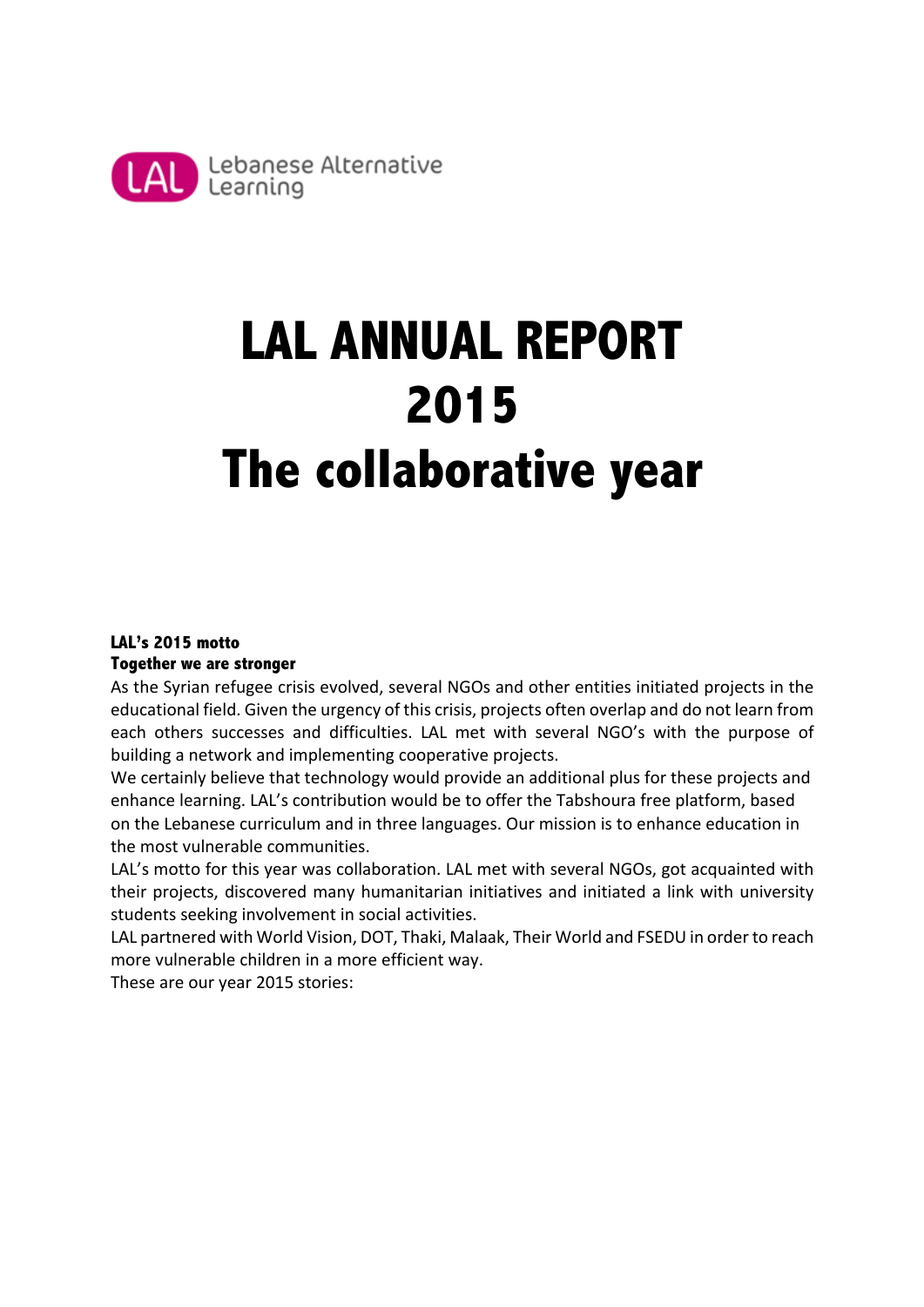LAL Lebanese Alternative Learning

# LAL ANNUAL REPORT 2015 The collaborative year

**LAL's 2015 motto**

**Together we are stronger**

As the Syrian refugee crisis evolved, several NGOs and other entities initiated projects in the educational field. Given the urgency of this crisis, projects often overlap and do not learn from each others successes and difficulties. LAL met with several NGO's with the purpose of building a network and implementing cooperative projects.

We certainly believe that technology would provide an additional plus for these projects and enhance learning. LAL's contribution would be to offer the Tabshoura free platform, based on the Lebanese curriculum and in three languages. Our mission is to enhance education in the most vulnerable communities.

LAL's motto for this year was collaboration. LAL met with several NGOs, got acquainted with their projects, discovered many humanitarian initiatives and initiated a link with university students seeking involvement in social activities.

LAL partnered with World Vision, DOT, Thaki, Malaak, Their World and FSEDU in order to reach more vulnerable children in a more efficient way.

These are our year 2015 stories: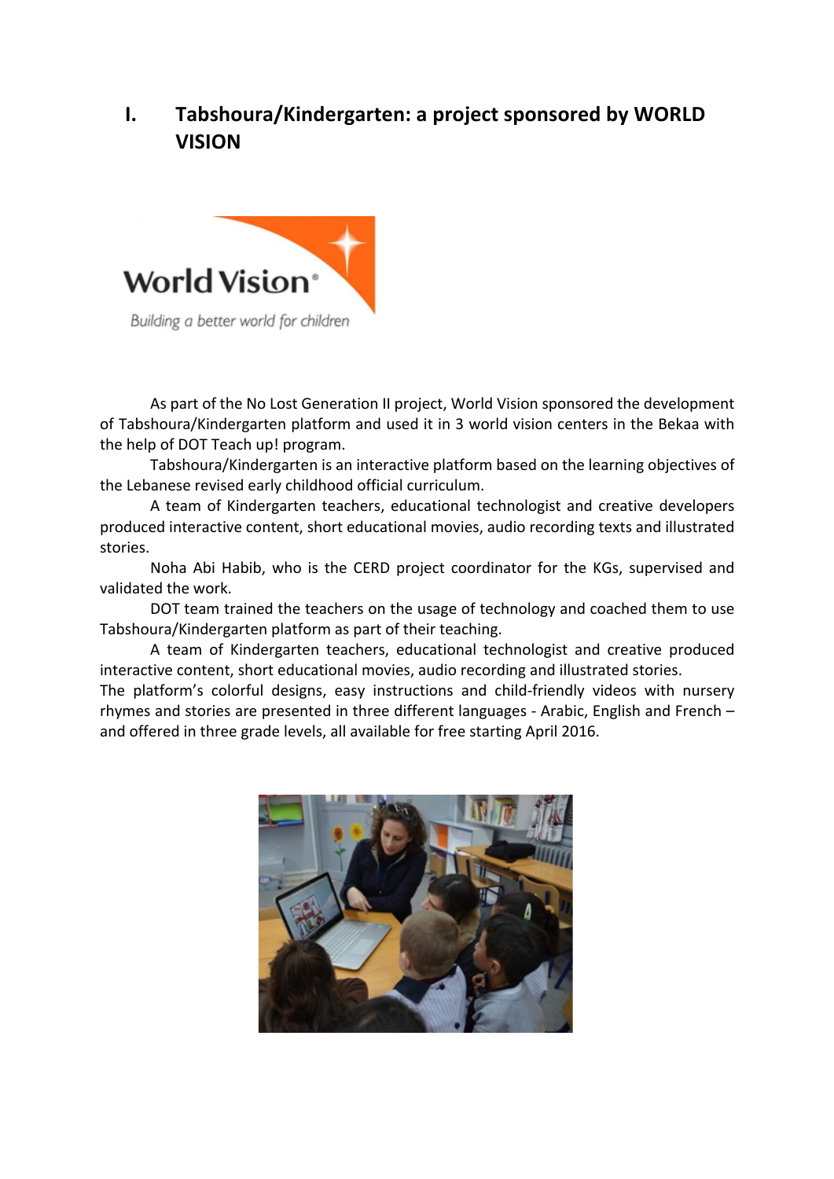# I. Tabshoura/Kindergarten: a project sponsored by WORLD VISION

As part of the No Lost Generation II project, World Vision sponsored the development of Tabshoura/Kindergarten platform and used it in 3 world vision centers in the Bekaa with the help of DOT Teach up! program.

Tabshoura/Kindergarten is an interactive platform based on the learning objectives of the Lebanese revised early childhood official curriculum.

A team of Kindergarten teachers, educational technologist and creative developers produced interactive content, short educational movies, audio recording texts and illustrated stories.

Noha Abi Habib, who is the CERD project coordinator for the KGs, supervised and validated the work.

DOT team trained the teachers on the usage of technology and coached them to use Tabshoura/Kindergarten platform as part of their teaching.

A team of Kindergarten teachers, educational technologist and creative produced interactive content, short educational movies, audio recording and illustrated stories.

The platform's colorful designs, easy instructions and child-friendly videos with nursery rhymes and stories are presented in three different languages - Arabic, English and French – and offered in three grade levels, all available for free starting April 2016.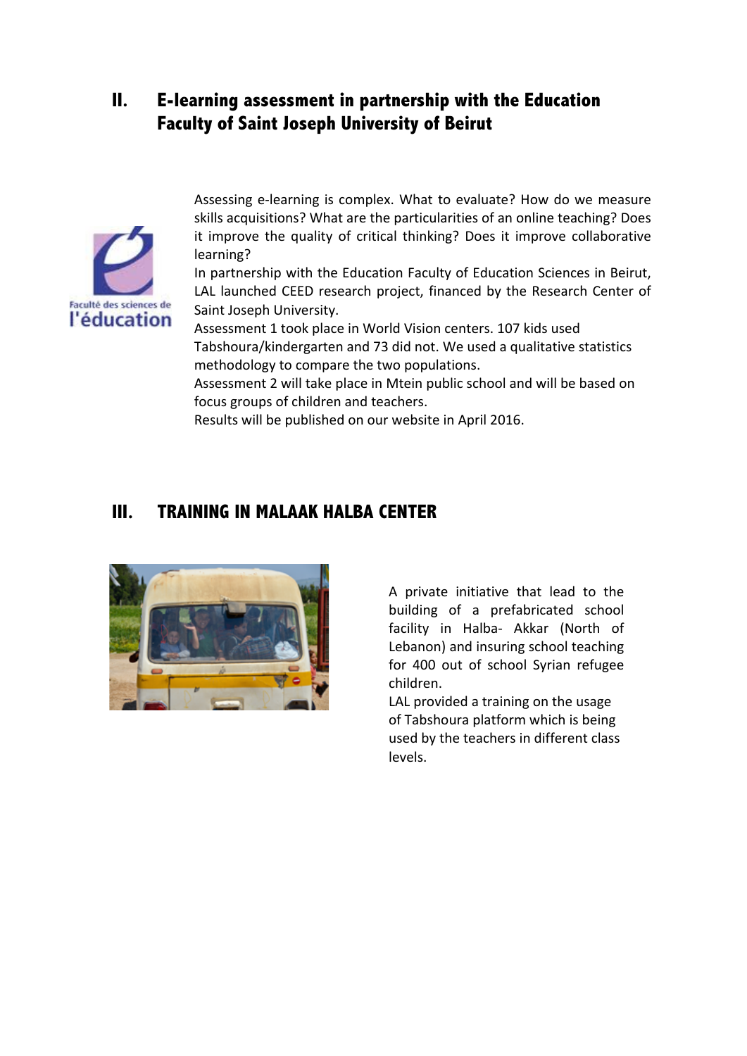## II. E-learning assessment in partnership with the Education Faculty of Saint Joseph University of Beirut

Faculté des sciences de l'éducation

Assessing e-learning is complex. What to evaluate? How do we measure skills acquisitions? What are the particularities of an online teaching? Does it improve the quality of critical thinking? Does it improve collaborative learning?

In partnership with the Education Faculty of Education Sciences in Beirut, LAL launched CEED research project, financed by the Research Center of Saint Joseph University.

Assessment 1 took place in World Vision centers. 107 kids used Tabshoura/kindergarten and 73 did not. We used a qualitative statistics methodology to compare the two populations.

Assessment 2 will take place in Mtein public school and will be based on focus groups of children and teachers.

Results will be published on our website in April 2016.

## III. TRAINING IN MALAAK HALBA CENTER

A private initiative that lead to the building of a prefabricated school facility in Halba- Akkar (North of Lebanon) and insuring school teaching for 400 out of school Syrian refugee children.

LAL provided a training on the usage of Tabshoura platform which is being used by the teachers in different class levels.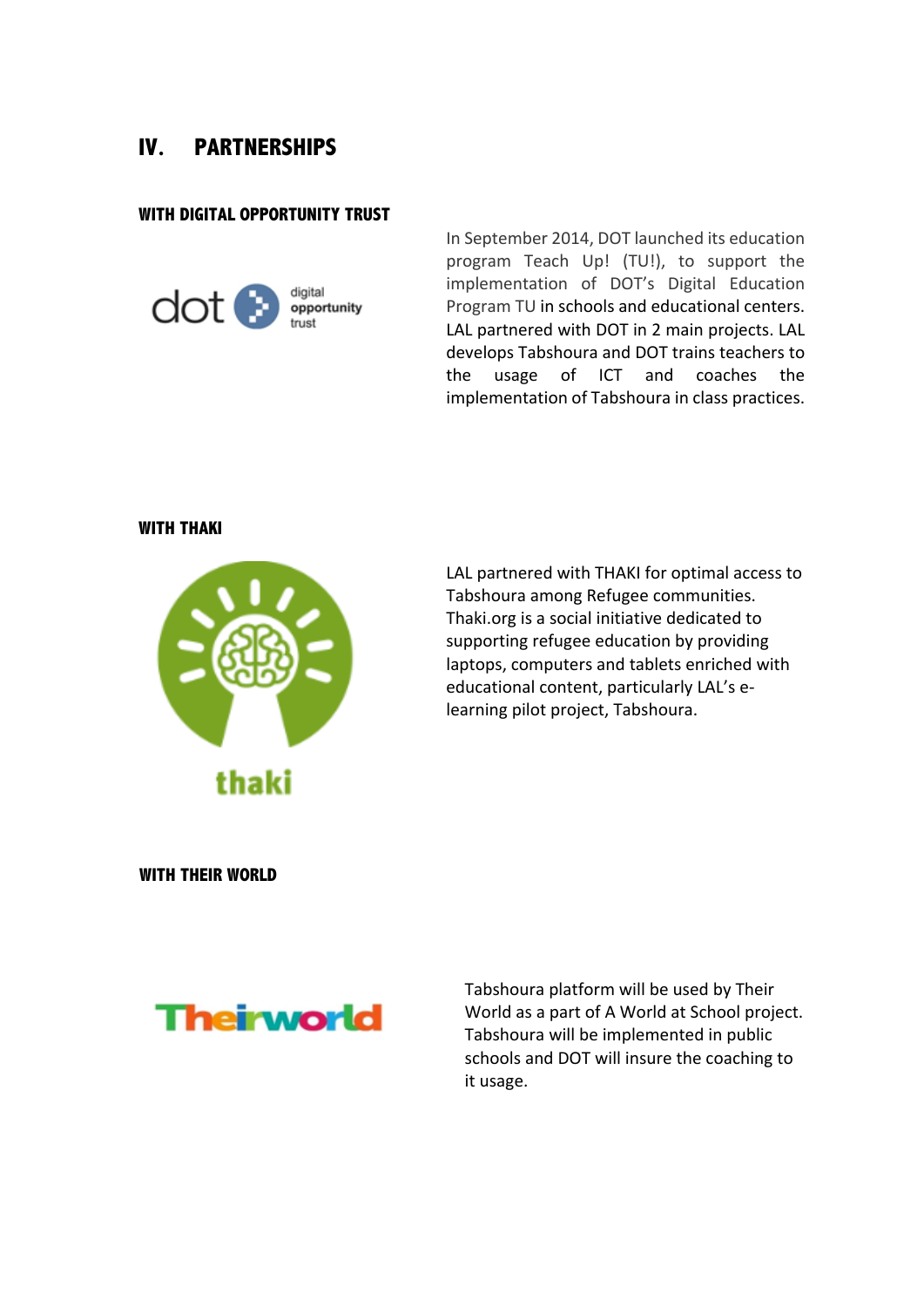# IV. PARTNERSHIPS

### WITH DIGITAL OPPORTUNITY TRUST

In September 2014, DOT launched its education program Teach Up! (TU!), to support the implementation of DOT's Digital Education Program TU in schools and educational centers. LAL partnered with DOT in 2 main projects. LAL develops Tabshoura and DOT trains teachers to the usage of ICT and coaches the implementation of Tabshoura in class practices.

### WITH THAKI

LAL partnered with THAKI for optimal access to Tabshoura among Refugee communities. Thaki.org is a social initiative dedicated to supporting refugee education by providing laptops, computers and tablets enriched with educational content, particularly LAL's e-learning pilot project, Tabshoura.

### WITH THEIR WORLD

Tabshoura platform will be used by Their World as a part of A World at School project. Tabshoura will be implemented in public schools and DOT will insure the coaching to it usage.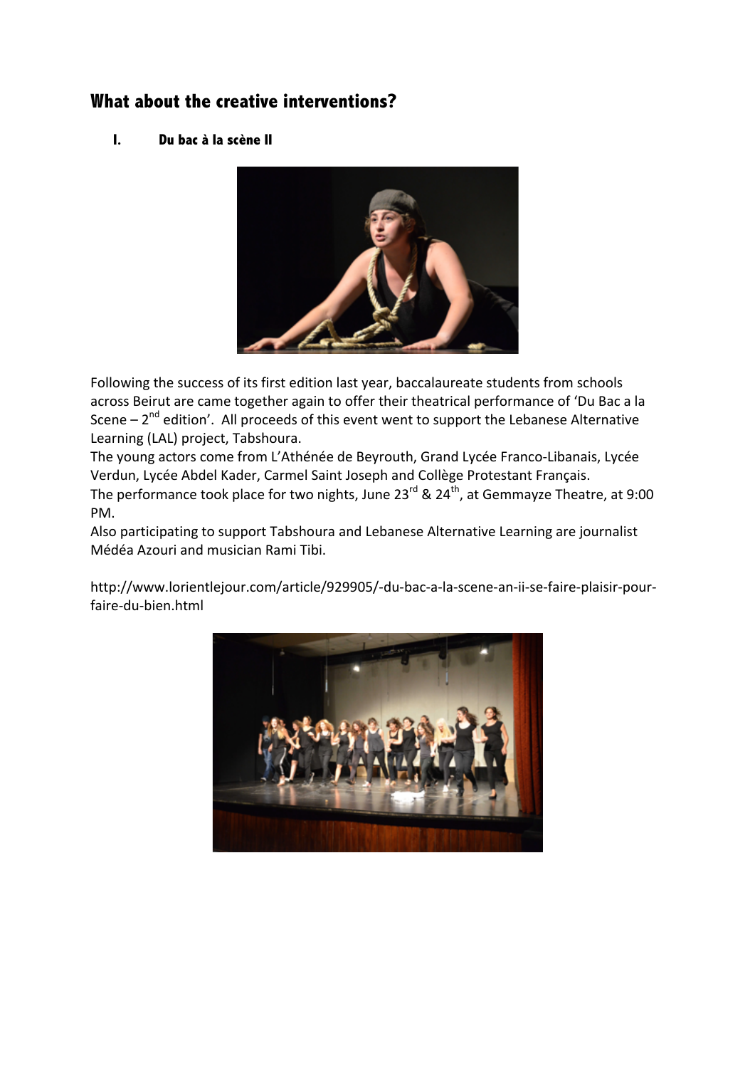## What about the creative interventions?

### I. Du bac à la scène II

Following the success of its first edition last year, baccalaureate students from schools across Beirut are came together again to offer their theatrical performance of 'Du Bac a la Scene – 2nd edition'. All proceeds of this event went to support the Lebanese Alternative Learning (LAL) project, Tabshoura.

The young actors come from L'Athénée de Beyrouth, Grand Lycée Franco-Libanais, Lycée Verdun, Lycée Abdel Kader, Carmel Saint Joseph and Collège Protestant Français.

The performance took place for two nights, June 23rd & 24th, at Gemmayze Theatre, at 9:00 PM.

Also participating to support Tabshoura and Lebanese Alternative Learning are journalist Médéa Azouri and musician Rami Tibi.

http://www.lorientlejour.com/article/929905/-du-bac-a-la-scene-an-ii-se-faire-plaisir-pour-faire-du-bien.html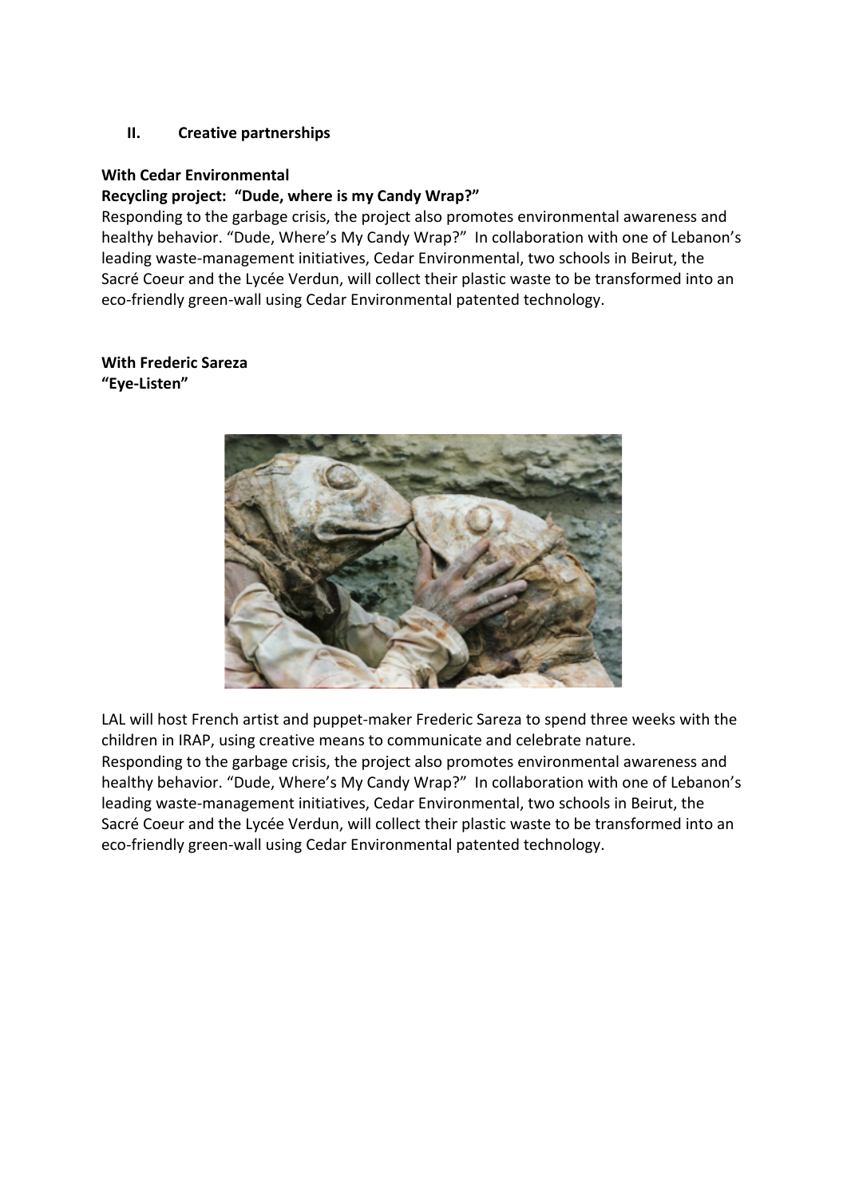## II. Creative partnerships

**With Cedar Environmental**

**Recycling project: "Dude, where is my Candy Wrap?"**

Responding to the garbage crisis, the project also promotes environmental awareness and healthy behavior. "Dude, Where's My Candy Wrap?" In collaboration with one of Lebanon's leading waste-management initiatives, Cedar Environmental, two schools in Beirut, the Sacré Coeur and the Lycée Verdun, will collect their plastic waste to be transformed into an eco-friendly green-wall using Cedar Environmental patented technology.

**With Frederic Sareza**

**"Eye-Listen"**

LAL will host French artist and puppet-maker Frederic Sareza to spend three weeks with the children in IRAP, using creative means to communicate and celebrate nature.
Responding to the garbage crisis, the project also promotes environmental awareness and healthy behavior. "Dude, Where's My Candy Wrap?" In collaboration with one of Lebanon's leading waste-management initiatives, Cedar Environmental, two schools in Beirut, the Sacré Coeur and the Lycée Verdun, will collect their plastic waste to be transformed into an eco-friendly green-wall using Cedar Environmental patented technology.